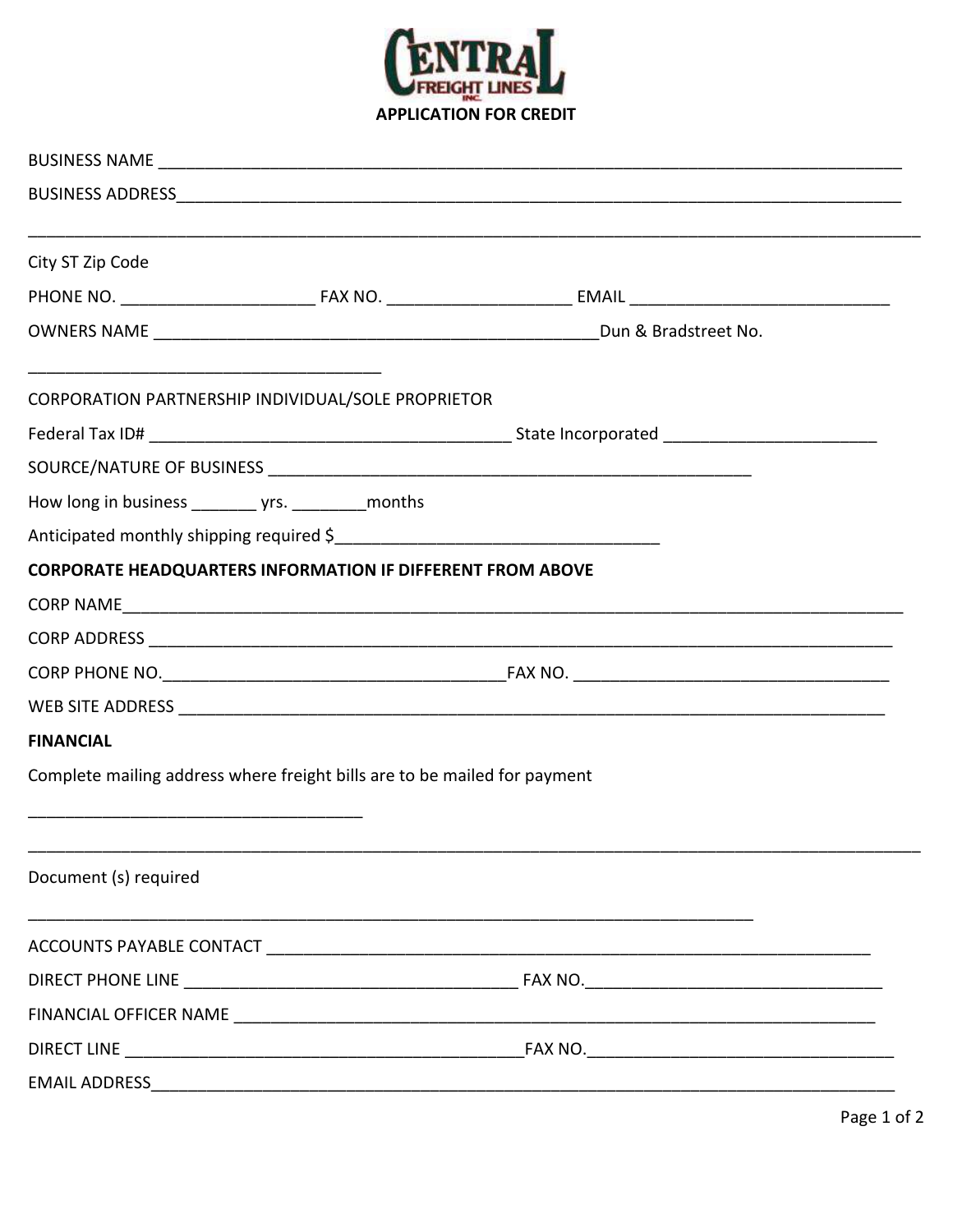# CENTRAL FREIGHT LINES INC.

## APPLICATION FOR CREDIT

BUSINESS NAME ___________________________________________________________________________

BUSINESS ADDRESS_________________________________________________________________________

_______________________________________________________________________________________________

City ST Zip Code

PHONE NO. ____________________ FAX NO. ___________________ EMAIL ___________________________

OWNERS NAME ______________________________________________Dun & Bradstreet No.

____________________________________

CORPORATION PARTNERSHIP INDIVIDUAL/SOLE PROPRIETOR

Federal Tax ID# _____________________________________ State Incorporated ______________________

SOURCE/NATURE OF BUSINESS _______________________________________________

How long in business _______ yrs. ________months

Anticipated monthly shipping required $_________________________________

**CORPORATE HEADQUARTERS INFORMATION IF DIFFERENT FROM ABOVE**

CORP NAME_______________________________________________________________________________

CORP ADDRESS ____________________________________________________________________________

CORP PHONE NO.____________________________________FAX NO. _______________________________

WEB SITE ADDRESS _________________________________________________________________________

**FINANCIAL**

Complete mailing address where freight bills are to be mailed for payment

___________________________________

_______________________________________________________________________________________________

Document (s) required

___________________________________________________________________________

ACCOUNTS PAYABLE CONTACT _____________________________________________________________

DIRECT PHONE LINE ___________________________________ FAX NO.______________________________

FINANCIAL OFFICER NAME ________________________________________________________________

DIRECT LINE ________________________________________FAX NO.________________________________

EMAIL ADDRESS____________________________________________________________________________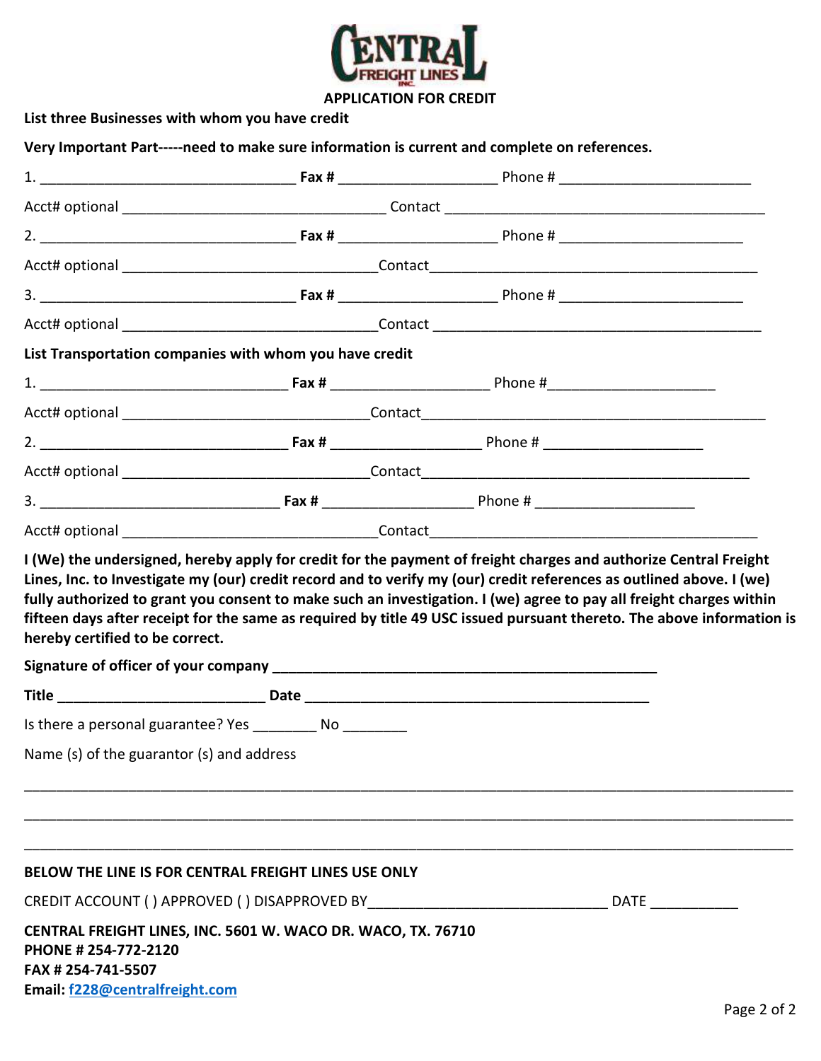# CENTRAL FREIGHT LINES INC.

## APPLICATION FOR CREDIT

**List three Businesses with whom you have credit**

**Very Important Part-----need to make sure information is current and complete on references.**

1. ________________________________ **Fax #** ____________________ Phone # ________________________

Acct# optional ________________________________ Contact ________________________________________

2. ________________________________ **Fax #** ____________________ Phone # _______________________

Acct# optional ________________________________Contact________________________________________

3. ________________________________ **Fax #** ____________________ Phone # _______________________

Acct# optional ________________________________Contact ________________________________________

**List Transportation companies with whom you have credit**

1. _______________________________ **Fax #** ____________________ Phone #_____________________

Acct# optional _______________________________Contact___________________________________________

2. _______________________________ **Fax #** ___________________ Phone # ____________________

Acct# optional _______________________________Contact_________________________________________

3. ______________________________ **Fax #** ___________________ Phone # ____________________

Acct# optional ________________________________Contact________________________________________

**I (We) the undersigned, hereby apply for credit for the payment of freight charges and authorize Central Freight Lines, Inc. to Investigate my (our) credit record and to verify my (our) credit references as outlined above. I (we) fully authorized to grant you consent to make such an investigation. I (we) agree to pay all freight charges within fifteen days after receipt for the same as required by title 49 USC issued pursuant thereto. The above information is hereby certified to be correct.**

**Signature of officer of your company** ________________________________________________

**Title** __________________________ **Date** ____________________________________________

Is there a personal guarantee? Yes ________ No ________

Name (s) of the guarantor (s) and address

_______________________________________________________________________________________________

_______________________________________________________________________________________________

_______________________________________________________________________________________________

**BELOW THE LINE IS FOR CENTRAL FREIGHT LINES USE ONLY**

CREDIT ACCOUNT ( ) APPROVED ( ) DISAPPROVED BY______________________________ DATE ___________

**CENTRAL FREIGHT LINES, INC. 5601 W. WACO DR. WACO, TX. 76710**
**PHONE # 254-772-2120**
**FAX # 254-741-5507**
**Email: f228@centralfreight.com**